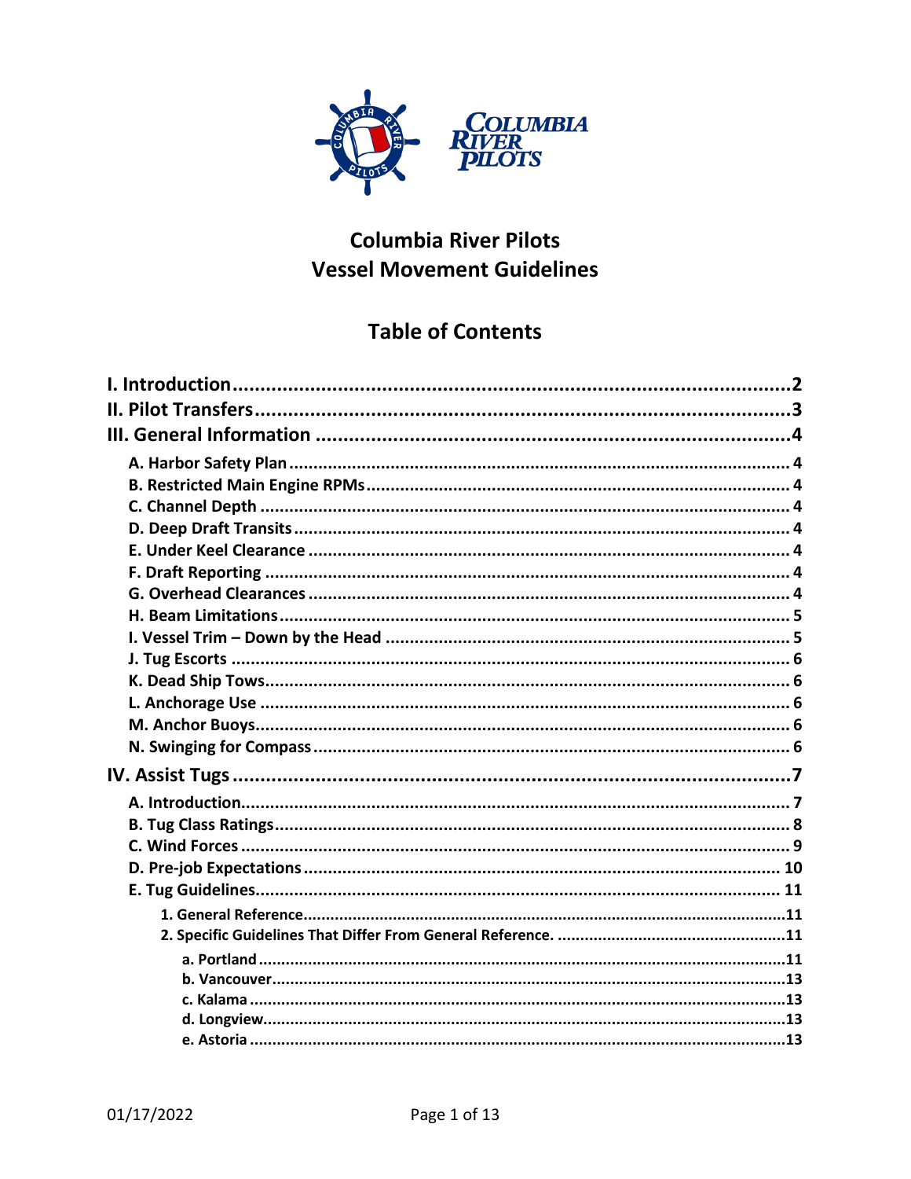# Columbia River Pilots Vessel Movement Guidelines

## Table of Contents

**I. Introduction** .......... 2

**II. Pilot Transfers** .......... 3

**III. General Information** .......... 4

- **A. Harbor Safety Plan** .......... 4
- **B. Restricted Main Engine RPMs** .......... 4
- **C. Channel Depth** .......... 4
- **D. Deep Draft Transits** .......... 4
- **E. Under Keel Clearance** .......... 4
- **F. Draft Reporting** .......... 4
- **G. Overhead Clearances** .......... 4
- **H. Beam Limitations** .......... 5
- **I. Vessel Trim – Down by the Head** .......... 5
- **J. Tug Escorts** .......... 6
- **K. Dead Ship Tows** .......... 6
- **L. Anchorage Use** .......... 6
- **M. Anchor Buoys** .......... 6
- **N. Swinging for Compass** .......... 6

**IV. Assist Tugs** .......... 7

- **A. Introduction** .......... 7
- **B. Tug Class Ratings** .......... 8
- **C. Wind Forces** .......... 9
- **D. Pre-job Expectations** .......... 10
- **E. Tug Guidelines** .......... 11
  - **1. General Reference** .......... 11
  - **2. Specific Guidelines That Differ From General Reference.** .......... 11
    - **a. Portland** .......... 11
    - **b. Vancouver** .......... 13
    - **c. Kalama** .......... 13
    - **d. Longview** .......... 13
    - **e. Astoria** .......... 13

01/17/2022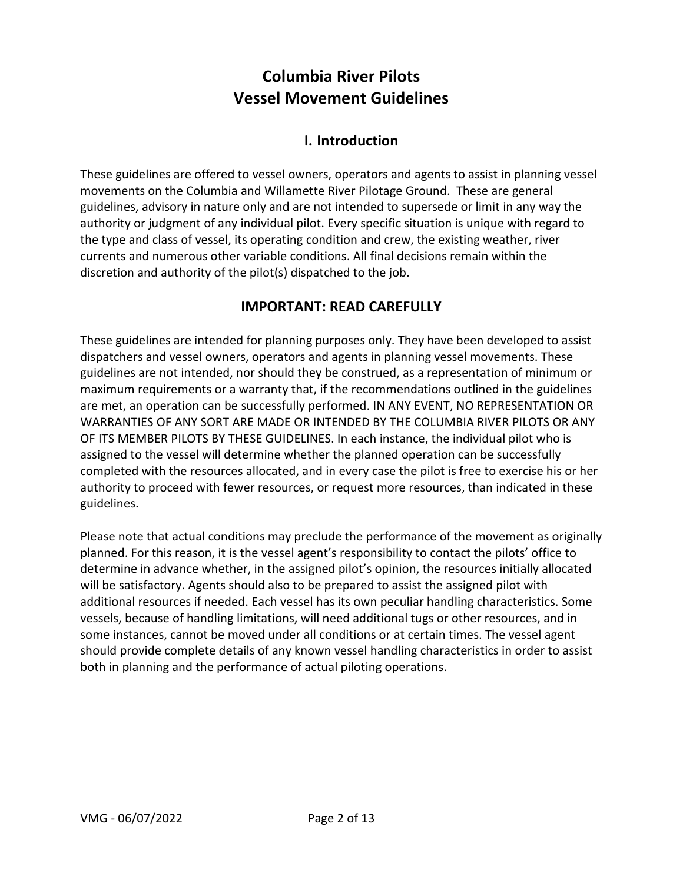# Columbia River Pilots
# Vessel Movement Guidelines

## I. Introduction

These guidelines are offered to vessel owners, operators and agents to assist in planning vessel movements on the Columbia and Willamette River Pilotage Ground. These are general guidelines, advisory in nature only and are not intended to supersede or limit in any way the authority or judgment of any individual pilot. Every specific situation is unique with regard to the type and class of vessel, its operating condition and crew, the existing weather, river currents and numerous other variable conditions. All final decisions remain within the discretion and authority of the pilot(s) dispatched to the job.

## IMPORTANT: READ CAREFULLY

These guidelines are intended for planning purposes only. They have been developed to assist dispatchers and vessel owners, operators and agents in planning vessel movements. These guidelines are not intended, nor should they be construed, as a representation of minimum or maximum requirements or a warranty that, if the recommendations outlined in the guidelines are met, an operation can be successfully performed. IN ANY EVENT, NO REPRESENTATION OR WARRANTIES OF ANY SORT ARE MADE OR INTENDED BY THE COLUMBIA RIVER PILOTS OR ANY OF ITS MEMBER PILOTS BY THESE GUIDELINES. In each instance, the individual pilot who is assigned to the vessel will determine whether the planned operation can be successfully completed with the resources allocated, and in every case the pilot is free to exercise his or her authority to proceed with fewer resources, or request more resources, than indicated in these guidelines.

Please note that actual conditions may preclude the performance of the movement as originally planned. For this reason, it is the vessel agent's responsibility to contact the pilots' office to determine in advance whether, in the assigned pilot's opinion, the resources initially allocated will be satisfactory. Agents should also to be prepared to assist the assigned pilot with additional resources if needed. Each vessel has its own peculiar handling characteristics. Some vessels, because of handling limitations, will need additional tugs or other resources, and in some instances, cannot be moved under all conditions or at certain times. The vessel agent should provide complete details of any known vessel handling characteristics in order to assist both in planning and the performance of actual piloting operations.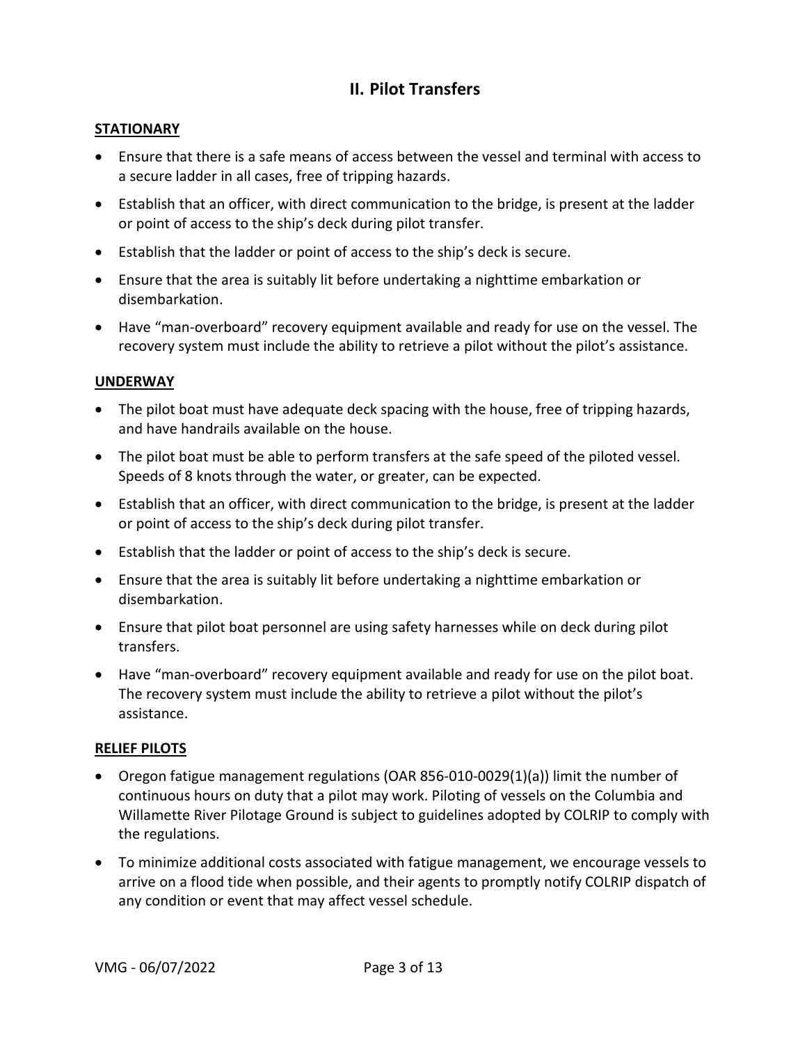## II. Pilot Transfers

**STATIONARY**

- Ensure that there is a safe means of access between the vessel and terminal with access to a secure ladder in all cases, free of tripping hazards.
- Establish that an officer, with direct communication to the bridge, is present at the ladder or point of access to the ship's deck during pilot transfer.
- Establish that the ladder or point of access to the ship's deck is secure.
- Ensure that the area is suitably lit before undertaking a nighttime embarkation or disembarkation.
- Have "man-overboard" recovery equipment available and ready for use on the vessel. The recovery system must include the ability to retrieve a pilot without the pilot's assistance.

**UNDERWAY**

- The pilot boat must have adequate deck spacing with the house, free of tripping hazards, and have handrails available on the house.
- The pilot boat must be able to perform transfers at the safe speed of the piloted vessel. Speeds of 8 knots through the water, or greater, can be expected.
- Establish that an officer, with direct communication to the bridge, is present at the ladder or point of access to the ship's deck during pilot transfer.
- Establish that the ladder or point of access to the ship's deck is secure.
- Ensure that the area is suitably lit before undertaking a nighttime embarkation or disembarkation.
- Ensure that pilot boat personnel are using safety harnesses while on deck during pilot transfers.
- Have "man-overboard" recovery equipment available and ready for use on the pilot boat. The recovery system must include the ability to retrieve a pilot without the pilot's assistance.

**RELIEF PILOTS**

- Oregon fatigue management regulations (OAR 856-010-0029(1)(a)) limit the number of continuous hours on duty that a pilot may work. Piloting of vessels on the Columbia and Willamette River Pilotage Ground is subject to guidelines adopted by COLRIP to comply with the regulations.
- To minimize additional costs associated with fatigue management, we encourage vessels to arrive on a flood tide when possible, and their agents to promptly notify COLRIP dispatch of any condition or event that may affect vessel schedule.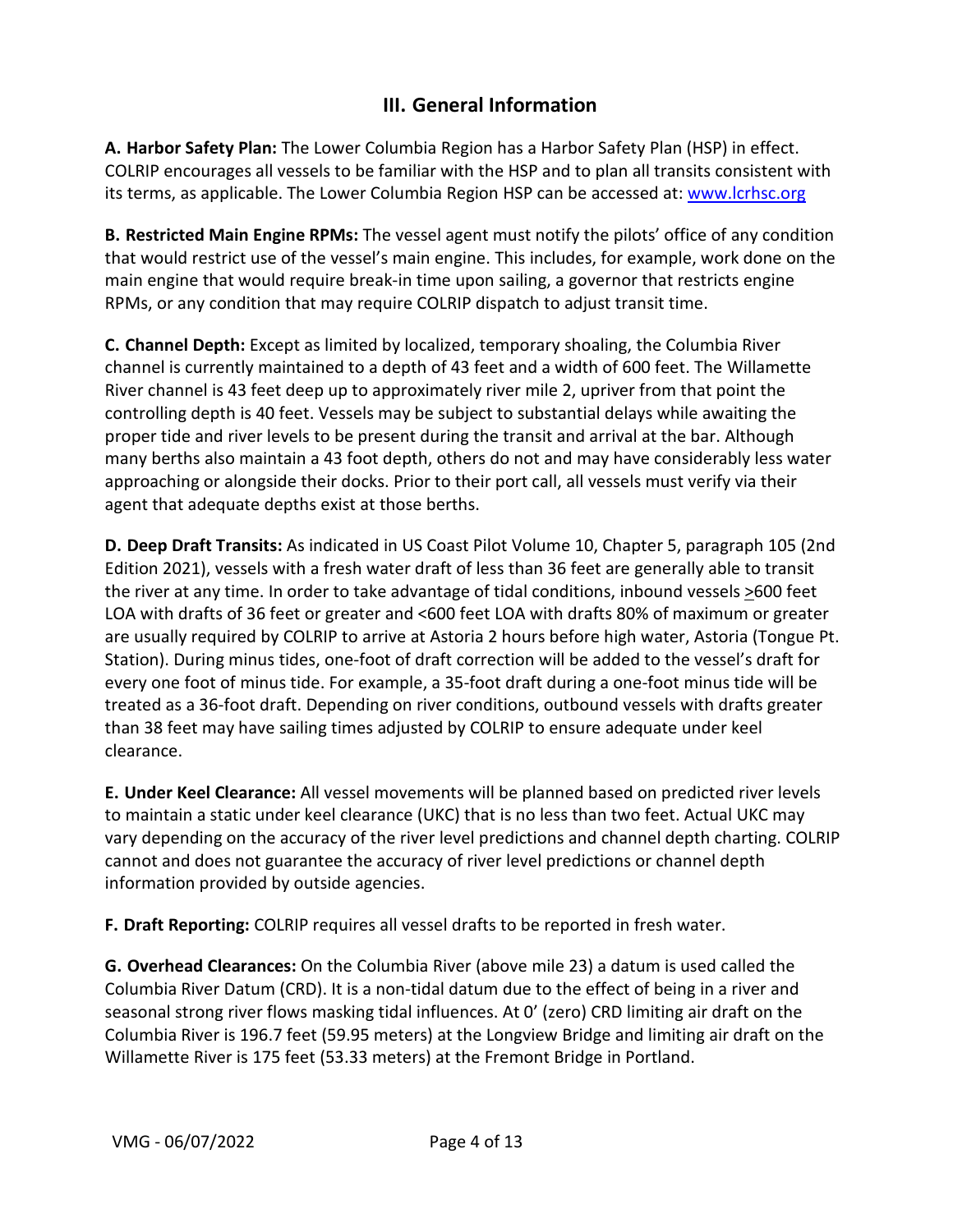## III. General Information

**A. Harbor Safety Plan:** The Lower Columbia Region has a Harbor Safety Plan (HSP) in effect. COLRIP encourages all vessels to be familiar with the HSP and to plan all transits consistent with its terms, as applicable. The Lower Columbia Region HSP can be accessed at: [www.lcrhsc.org](http://www.lcrhsc.org)

**B. Restricted Main Engine RPMs:** The vessel agent must notify the pilots' office of any condition that would restrict use of the vessel's main engine. This includes, for example, work done on the main engine that would require break-in time upon sailing, a governor that restricts engine RPMs, or any condition that may require COLRIP dispatch to adjust transit time.

**C. Channel Depth:** Except as limited by localized, temporary shoaling, the Columbia River channel is currently maintained to a depth of 43 feet and a width of 600 feet. The Willamette River channel is 43 feet deep up to approximately river mile 2, upriver from that point the controlling depth is 40 feet. Vessels may be subject to substantial delays while awaiting the proper tide and river levels to be present during the transit and arrival at the bar. Although many berths also maintain a 43 foot depth, others do not and may have considerably less water approaching or alongside their docks. Prior to their port call, all vessels must verify via their agent that adequate depths exist at those berths.

**D. Deep Draft Transits:** As indicated in US Coast Pilot Volume 10, Chapter 5, paragraph 105 (2nd Edition 2021), vessels with a fresh water draft of less than 36 feet are generally able to transit the river at any time. In order to take advantage of tidal conditions, inbound vessels ≥600 feet LOA with drafts of 36 feet or greater and <600 feet LOA with drafts 80% of maximum or greater are usually required by COLRIP to arrive at Astoria 2 hours before high water, Astoria (Tongue Pt. Station). During minus tides, one-foot of draft correction will be added to the vessel's draft for every one foot of minus tide. For example, a 35-foot draft during a one-foot minus tide will be treated as a 36-foot draft. Depending on river conditions, outbound vessels with drafts greater than 38 feet may have sailing times adjusted by COLRIP to ensure adequate under keel clearance.

**E. Under Keel Clearance:** All vessel movements will be planned based on predicted river levels to maintain a static under keel clearance (UKC) that is no less than two feet. Actual UKC may vary depending on the accuracy of the river level predictions and channel depth charting. COLRIP cannot and does not guarantee the accuracy of river level predictions or channel depth information provided by outside agencies.

**F. Draft Reporting:** COLRIP requires all vessel drafts to be reported in fresh water.

**G. Overhead Clearances:** On the Columbia River (above mile 23) a datum is used called the Columbia River Datum (CRD). It is a non-tidal datum due to the effect of being in a river and seasonal strong river flows masking tidal influences. At 0' (zero) CRD limiting air draft on the Columbia River is 196.7 feet (59.95 meters) at the Longview Bridge and limiting air draft on the Willamette River is 175 feet (53.33 meters) at the Fremont Bridge in Portland.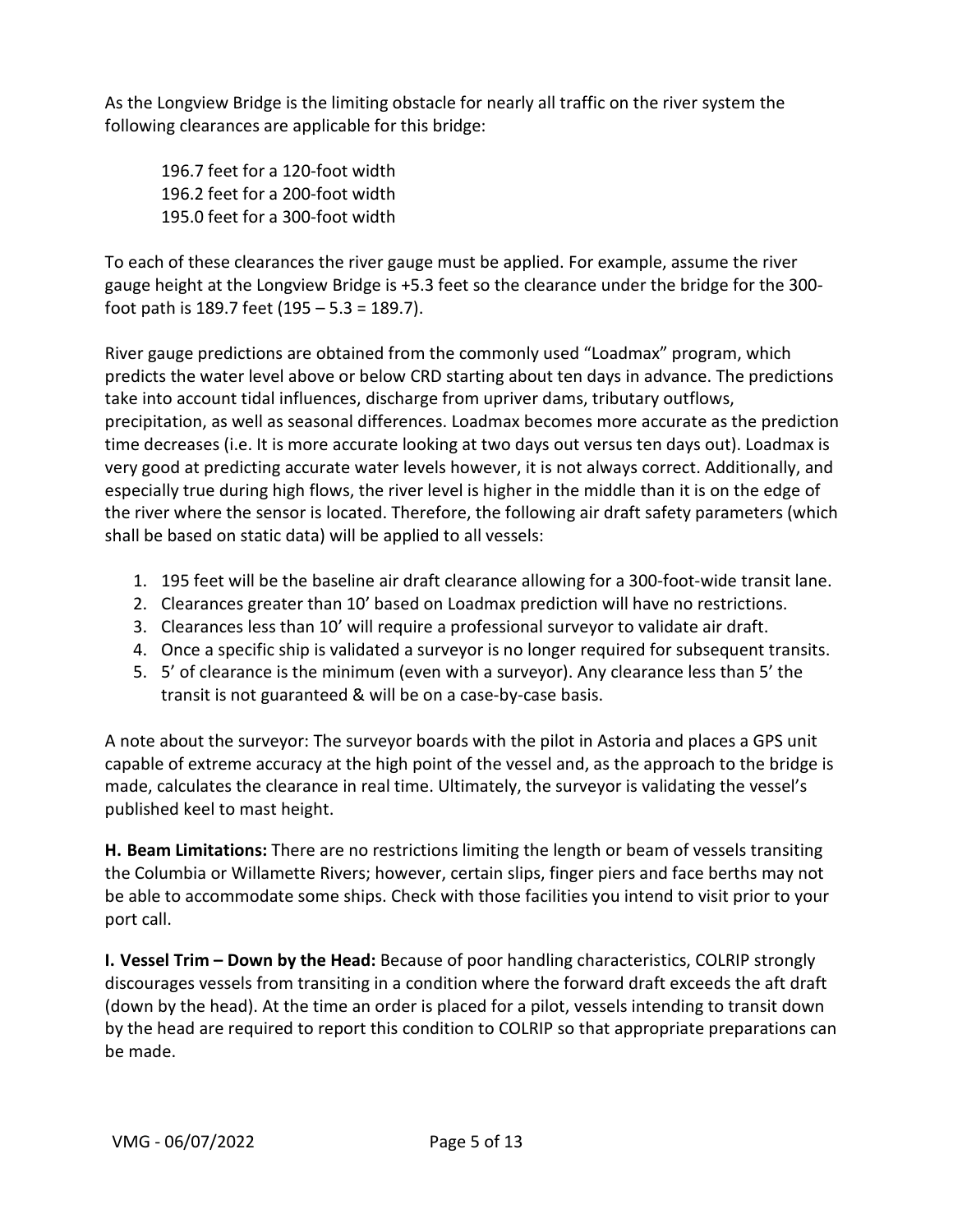As the Longview Bridge is the limiting obstacle for nearly all traffic on the river system the following clearances are applicable for this bridge:

196.7 feet for a 120-foot width
196.2 feet for a 200-foot width
195.0 feet for a 300-foot width

To each of these clearances the river gauge must be applied. For example, assume the river gauge height at the Longview Bridge is +5.3 feet so the clearance under the bridge for the 300-foot path is 189.7 feet (195 – 5.3 = 189.7).

River gauge predictions are obtained from the commonly used "Loadmax" program, which predicts the water level above or below CRD starting about ten days in advance. The predictions take into account tidal influences, discharge from upriver dams, tributary outflows, precipitation, as well as seasonal differences. Loadmax becomes more accurate as the prediction time decreases (i.e. It is more accurate looking at two days out versus ten days out). Loadmax is very good at predicting accurate water levels however, it is not always correct. Additionally, and especially true during high flows, the river level is higher in the middle than it is on the edge of the river where the sensor is located. Therefore, the following air draft safety parameters (which shall be based on static data) will be applied to all vessels:

1. 195 feet will be the baseline air draft clearance allowing for a 300-foot-wide transit lane.
2. Clearances greater than 10' based on Loadmax prediction will have no restrictions.
3. Clearances less than 10' will require a professional surveyor to validate air draft.
4. Once a specific ship is validated a surveyor is no longer required for subsequent transits.
5. 5' of clearance is the minimum (even with a surveyor). Any clearance less than 5' the transit is not guaranteed & will be on a case-by-case basis.

A note about the surveyor: The surveyor boards with the pilot in Astoria and places a GPS unit capable of extreme accuracy at the high point of the vessel and, as the approach to the bridge is made, calculates the clearance in real time. Ultimately, the surveyor is validating the vessel's published keel to mast height.

**H. Beam Limitations:** There are no restrictions limiting the length or beam of vessels transiting the Columbia or Willamette Rivers; however, certain slips, finger piers and face berths may not be able to accommodate some ships. Check with those facilities you intend to visit prior to your port call.

**I. Vessel Trim – Down by the Head:** Because of poor handling characteristics, COLRIP strongly discourages vessels from transiting in a condition where the forward draft exceeds the aft draft (down by the head). At the time an order is placed for a pilot, vessels intending to transit down by the head are required to report this condition to COLRIP so that appropriate preparations can be made.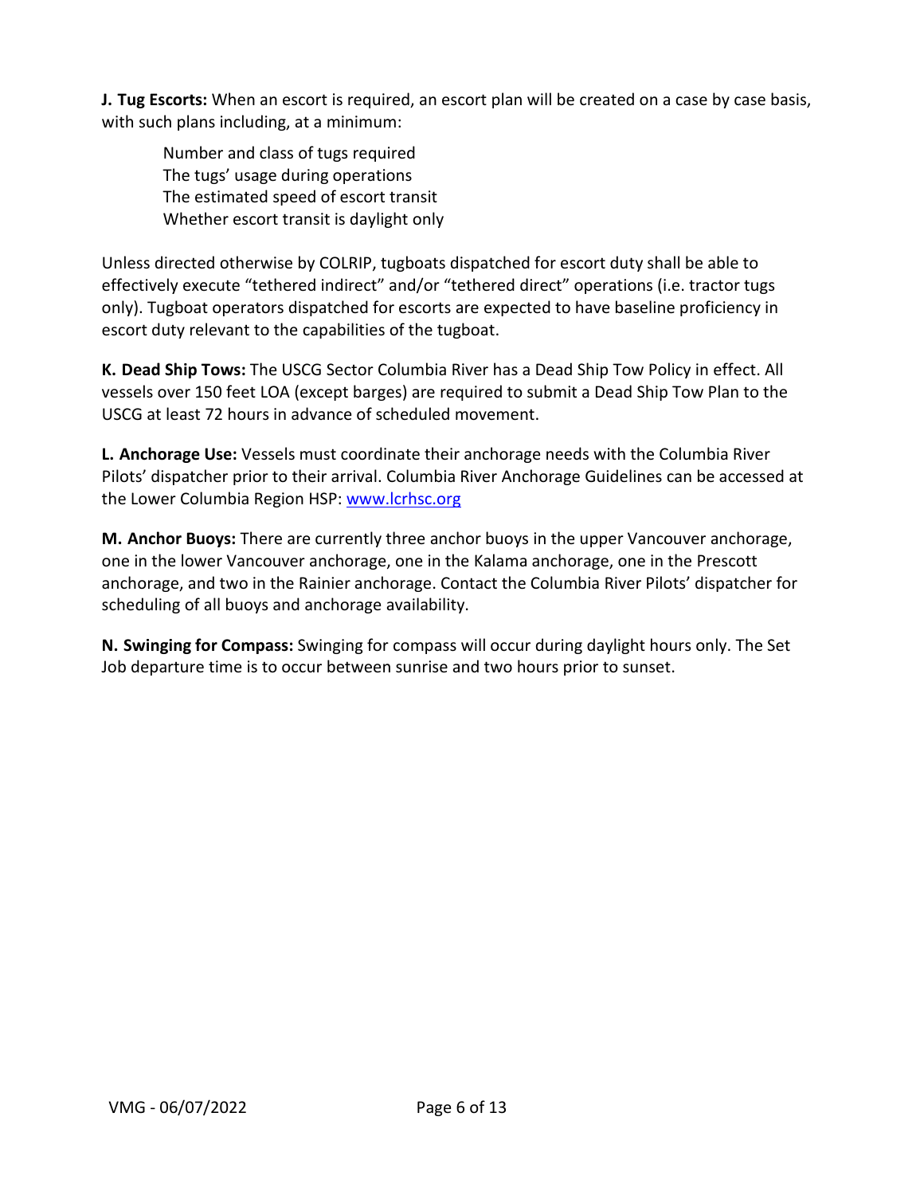**J. Tug Escorts:** When an escort is required, an escort plan will be created on a case by case basis, with such plans including, at a minimum:

- Number and class of tugs required
- The tugs' usage during operations
- The estimated speed of escort transit
- Whether escort transit is daylight only

Unless directed otherwise by COLRIP, tugboats dispatched for escort duty shall be able to effectively execute "tethered indirect" and/or "tethered direct" operations (i.e. tractor tugs only). Tugboat operators dispatched for escorts are expected to have baseline proficiency in escort duty relevant to the capabilities of the tugboat.

**K. Dead Ship Tows:** The USCG Sector Columbia River has a Dead Ship Tow Policy in effect. All vessels over 150 feet LOA (except barges) are required to submit a Dead Ship Tow Plan to the USCG at least 72 hours in advance of scheduled movement.

**L. Anchorage Use:** Vessels must coordinate their anchorage needs with the Columbia River Pilots' dispatcher prior to their arrival. Columbia River Anchorage Guidelines can be accessed at the Lower Columbia Region HSP: [www.lcrhsc.org](http://www.lcrhsc.org)

**M. Anchor Buoys:** There are currently three anchor buoys in the upper Vancouver anchorage, one in the lower Vancouver anchorage, one in the Kalama anchorage, one in the Prescott anchorage, and two in the Rainier anchorage. Contact the Columbia River Pilots' dispatcher for scheduling of all buoys and anchorage availability.

**N. Swinging for Compass:** Swinging for compass will occur during daylight hours only. The Set Job departure time is to occur between sunrise and two hours prior to sunset.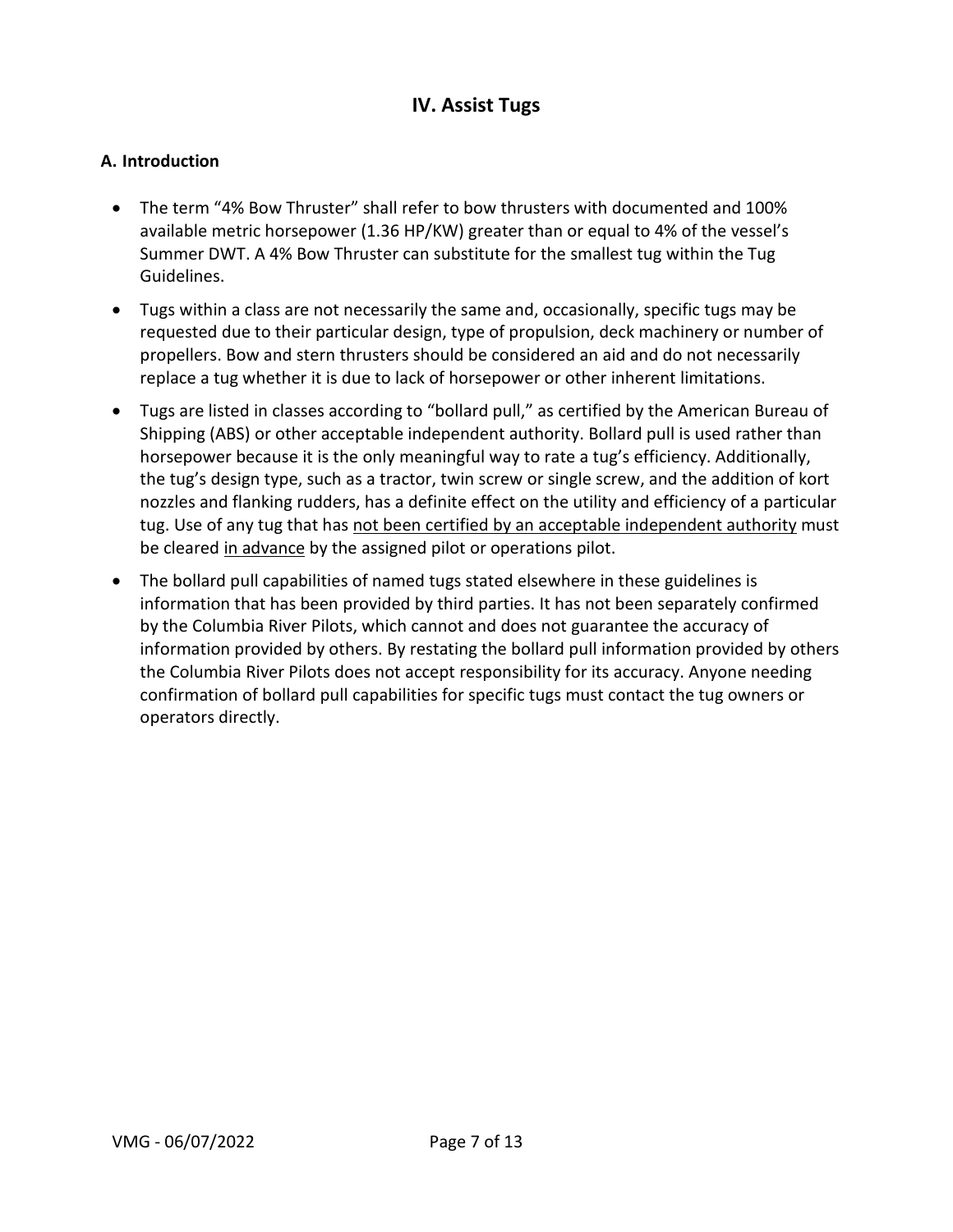## IV. Assist Tugs

### A. Introduction

- The term "4% Bow Thruster" shall refer to bow thrusters with documented and 100% available metric horsepower (1.36 HP/KW) greater than or equal to 4% of the vessel's Summer DWT. A 4% Bow Thruster can substitute for the smallest tug within the Tug Guidelines.
- Tugs within a class are not necessarily the same and, occasionally, specific tugs may be requested due to their particular design, type of propulsion, deck machinery or number of propellers. Bow and stern thrusters should be considered an aid and do not necessarily replace a tug whether it is due to lack of horsepower or other inherent limitations.
- Tugs are listed in classes according to "bollard pull," as certified by the American Bureau of Shipping (ABS) or other acceptable independent authority. Bollard pull is used rather than horsepower because it is the only meaningful way to rate a tug's efficiency. Additionally, the tug's design type, such as a tractor, twin screw or single screw, and the addition of kort nozzles and flanking rudders, has a definite effect on the utility and efficiency of a particular tug. Use of any tug that has not been certified by an acceptable independent authority must be cleared in advance by the assigned pilot or operations pilot.
- The bollard pull capabilities of named tugs stated elsewhere in these guidelines is information that has been provided by third parties. It has not been separately confirmed by the Columbia River Pilots, which cannot and does not guarantee the accuracy of information provided by others. By restating the bollard pull information provided by others the Columbia River Pilots does not accept responsibility for its accuracy. Anyone needing confirmation of bollard pull capabilities for specific tugs must contact the tug owners or operators directly.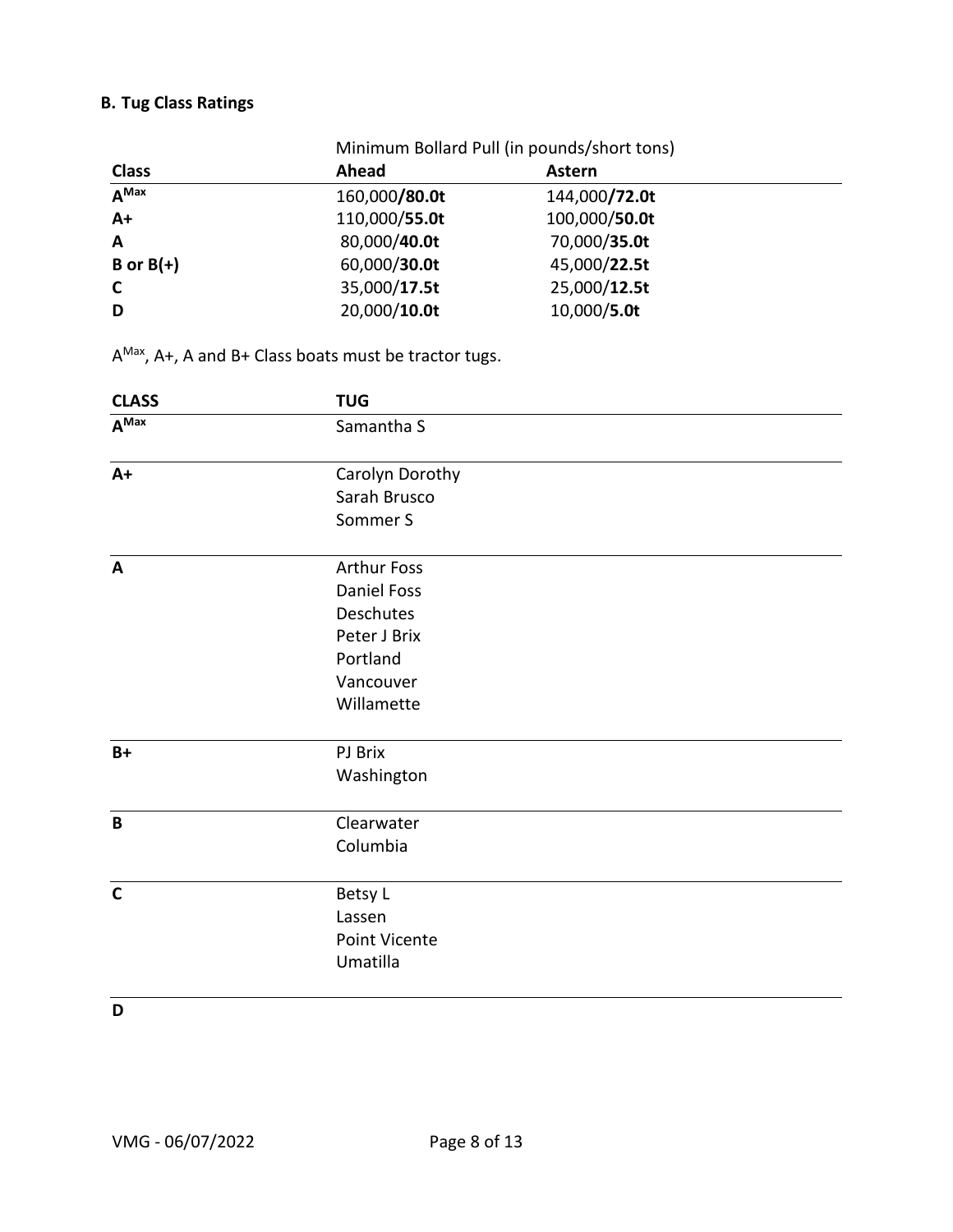### B. Tug Class Ratings

| | Minimum Bollard Pull (in pounds/short tons) | |
|---|---|---|
| **Class** | **Ahead** | **Astern** |
| **$A^{Max}$** | 160,000/**80.0t** | 144,000/**72.0t** |
| **A+** | 110,000/**55.0t** | 100,000/**50.0t** |
| **A** | 80,000/**40.0t** | 70,000/**35.0t** |
| **B or B(+)** | 60,000/**30.0t** | 45,000/**22.5t** |
| **C** | 35,000/**17.5t** | 25,000/**12.5t** |
| **D** | 20,000/**10.0t** | 10,000/**5.0t** |

$A^{Max}$, A+, A and B+ Class boats must be tractor tugs.

| CLASS | TUG |
|---|---|
| **$A^{Max}$** | Samantha S |
| **A+** | Carolyn Dorothy<br>Sarah Brusco<br>Sommer S |
| **A** | Arthur Foss<br>Daniel Foss<br>Deschutes<br>Peter J Brix<br>Portland<br>Vancouver<br>Willamette |
| **B+** | PJ Brix<br>Washington |
| **B** | Clearwater<br>Columbia |
| **C** | Betsy L<br>Lassen<br>Point Vicente<br>Umatilla |
| **D** | |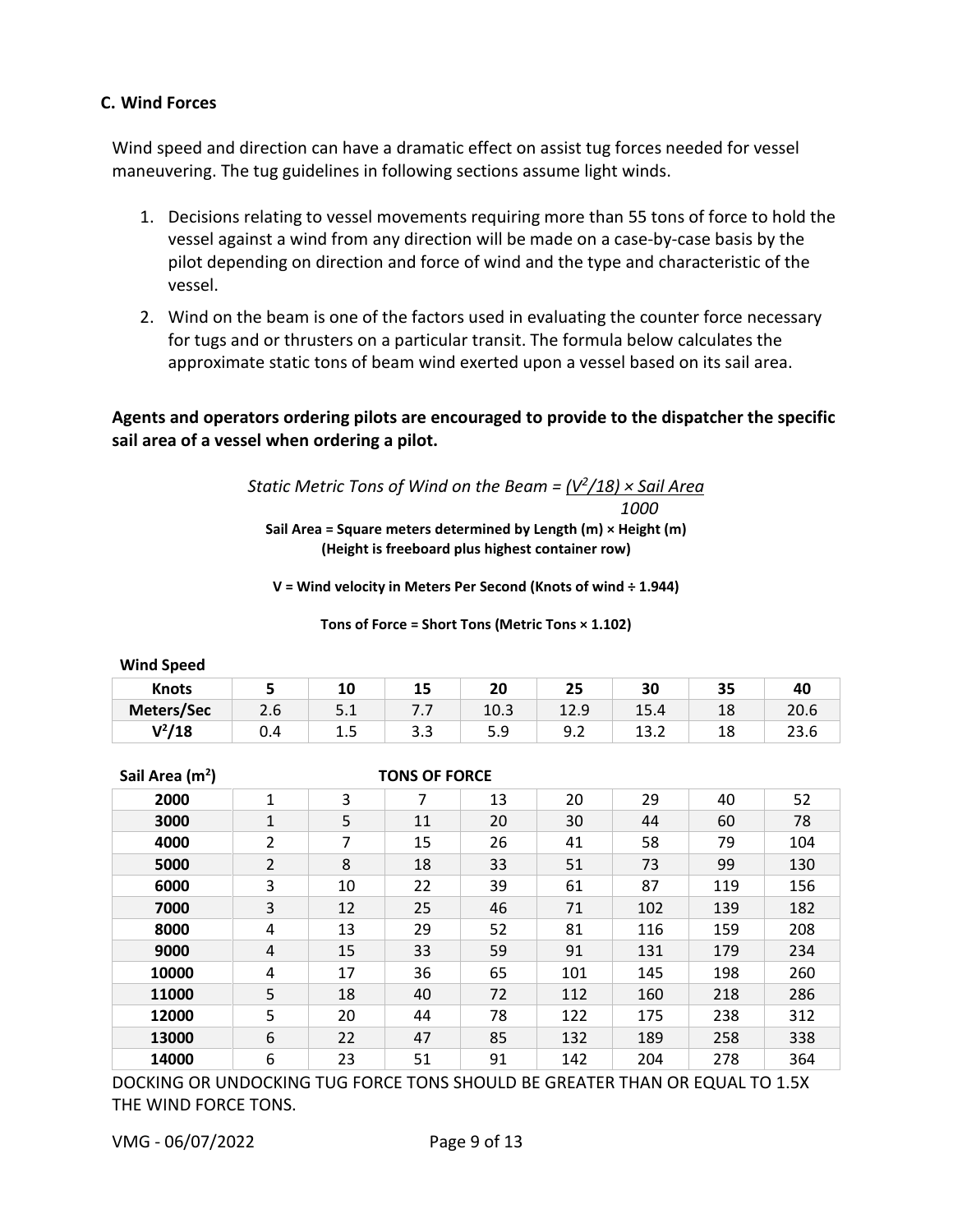### C. Wind Forces

Wind speed and direction can have a dramatic effect on assist tug forces needed for vessel maneuvering. The tug guidelines in following sections assume light winds.

1. Decisions relating to vessel movements requiring more than 55 tons of force to hold the vessel against a wind from any direction will be made on a case-by-case basis by the pilot depending on direction and force of wind and the type and characteristic of the vessel.
2. Wind on the beam is one of the factors used in evaluating the counter force necessary for tugs and or thrusters on a particular transit. The formula below calculates the approximate static tons of beam wind exerted upon a vessel based on its sail area.

**Agents and operators ordering pilots are encouraged to provide to the dispatcher the specific sail area of a vessel when ordering a pilot.**

$$\text{Static Metric Tons of Wind on the Beam} = \frac{(V^2/18) \times \text{Sail Area}}{1000}$$

**Sail Area = Square meters determined by Length (m) × Height (m)**
**(Height is freeboard plus highest container row)**

**V = Wind velocity in Meters Per Second (Knots of wind ÷ 1.944)**

**Tons of Force = Short Tons (Metric Tons × 1.102)**

**Wind Speed**

| Knots | 5 | 10 | 15 | 20 | 25 | 30 | 35 | 40 |
|---|---|---|---|---|---|---|---|---|
| Meters/Sec | 2.6 | 5.1 | 7.7 | 10.3 | 12.9 | 15.4 | 18 | 20.6 |
| $V^2/18$ | 0.4 | 1.5 | 3.3 | 5.9 | 9.2 | 13.2 | 18 | 23.6 |

| Sail Area ($m^2$) | TONS OF FORCE | | | | | | | |
|---|---|---|---|---|---|---|---|---|
| 2000 | 1 | 3 | 7 | 13 | 20 | 29 | 40 | 52 |
| 3000 | 1 | 5 | 11 | 20 | 30 | 44 | 60 | 78 |
| 4000 | 2 | 7 | 15 | 26 | 41 | 58 | 79 | 104 |
| 5000 | 2 | 8 | 18 | 33 | 51 | 73 | 99 | 130 |
| 6000 | 3 | 10 | 22 | 39 | 61 | 87 | 119 | 156 |
| 7000 | 3 | 12 | 25 | 46 | 71 | 102 | 139 | 182 |
| 8000 | 4 | 13 | 29 | 52 | 81 | 116 | 159 | 208 |
| 9000 | 4 | 15 | 33 | 59 | 91 | 131 | 179 | 234 |
| 10000 | 4 | 17 | 36 | 65 | 101 | 145 | 198 | 260 |
| 11000 | 5 | 18 | 40 | 72 | 112 | 160 | 218 | 286 |
| 12000 | 5 | 20 | 44 | 78 | 122 | 175 | 238 | 312 |
| 13000 | 6 | 22 | 47 | 85 | 132 | 189 | 258 | 338 |
| 14000 | 6 | 23 | 51 | 91 | 142 | 204 | 278 | 364 |

DOCKING OR UNDOCKING TUG FORCE TONS SHOULD BE GREATER THAN OR EQUAL TO 1.5X THE WIND FORCE TONS.

VMG - 06/07/2022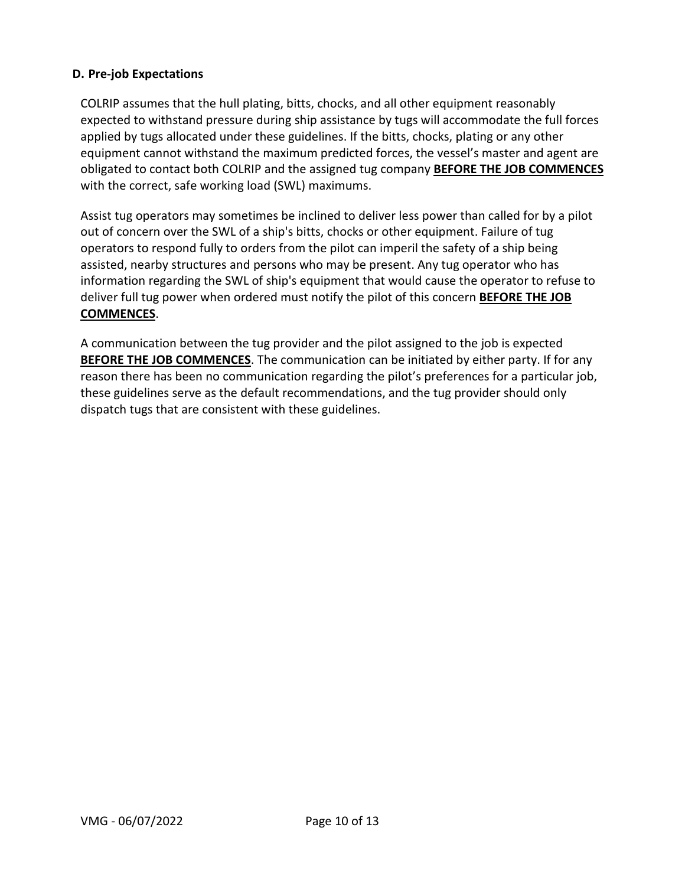### D. Pre-job Expectations

COLRIP assumes that the hull plating, bitts, chocks, and all other equipment reasonably expected to withstand pressure during ship assistance by tugs will accommodate the full forces applied by tugs allocated under these guidelines. If the bitts, chocks, plating or any other equipment cannot withstand the maximum predicted forces, the vessel's master and agent are obligated to contact both COLRIP and the assigned tug company **BEFORE THE JOB COMMENCES** with the correct, safe working load (SWL) maximums.

Assist tug operators may sometimes be inclined to deliver less power than called for by a pilot out of concern over the SWL of a ship's bitts, chocks or other equipment. Failure of tug operators to respond fully to orders from the pilot can imperil the safety of a ship being assisted, nearby structures and persons who may be present. Any tug operator who has information regarding the SWL of ship's equipment that would cause the operator to refuse to deliver full tug power when ordered must notify the pilot of this concern **BEFORE THE JOB COMMENCES**.

A communication between the tug provider and the pilot assigned to the job is expected **BEFORE THE JOB COMMENCES**. The communication can be initiated by either party. If for any reason there has been no communication regarding the pilot's preferences for a particular job, these guidelines serve as the default recommendations, and the tug provider should only dispatch tugs that are consistent with these guidelines.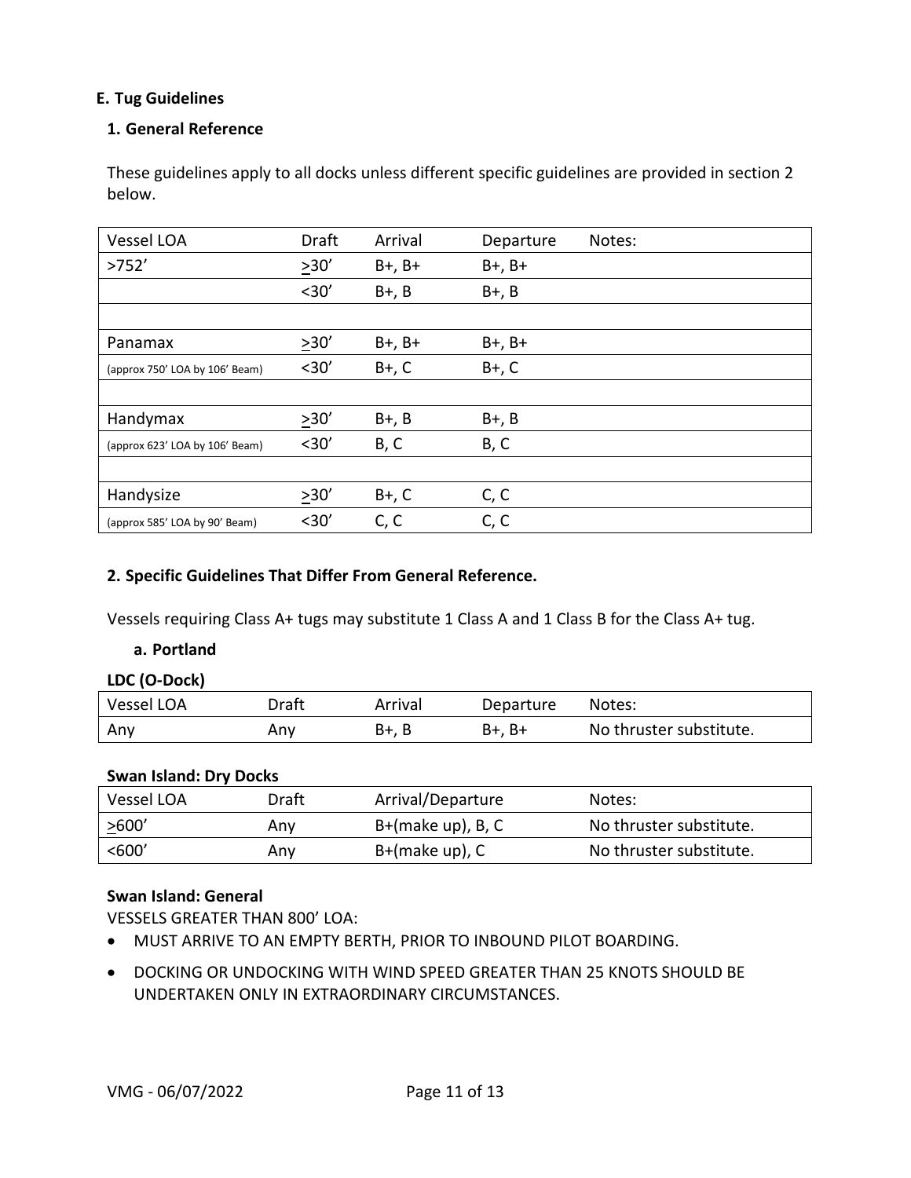### E. Tug Guidelines

#### 1. General Reference

These guidelines apply to all docks unless different specific guidelines are provided in section 2 below.

| Vessel LOA | Draft | Arrival | Departure | Notes: |
|---|---|---|---|---|
| >752’ | ≥30’ | B+, B+ | B+, B+ | |
| | <30’ | B+, B | B+, B | |
| | | | | |
| Panamax | ≥30’ | B+, B+ | B+, B+ | |
| (approx 750’ LOA by 106’ Beam) | <30’ | B+, C | B+, C | |
| | | | | |
| Handymax | ≥30’ | B+, B | B+, B | |
| (approx 623’ LOA by 106’ Beam) | <30’ | B, C | B, C | |
| | | | | |
| Handysize | ≥30’ | B+, C | C, C | |
| (approx 585’ LOA by 90’ Beam) | <30’ | C, C | C, C | |

#### 2. Specific Guidelines That Differ From General Reference.

Vessels requiring Class A+ tugs may substitute 1 Class A and 1 Class B for the Class A+ tug.

##### a. Portland

**LDC (O-Dock)**

| Vessel LOA | Draft | Arrival | Departure | Notes: |
|---|---|---|---|---|
| Any | Any | B+, B | B+, B+ | No thruster substitute. |

**Swan Island: Dry Docks**

| Vessel LOA | Draft | Arrival/Departure | Notes: |
|---|---|---|---|
| ≥600’ | Any | B+(make up), B, C | No thruster substitute. |
| <600’ | Any | B+(make up), C | No thruster substitute. |

**Swan Island: General**

VESSELS GREATER THAN 800’ LOA:

- MUST ARRIVE TO AN EMPTY BERTH, PRIOR TO INBOUND PILOT BOARDING.
- DOCKING OR UNDOCKING WITH WIND SPEED GREATER THAN 25 KNOTS SHOULD BE UNDERTAKEN ONLY IN EXTRAORDINARY CIRCUMSTANCES.

VMG - 06/07/2022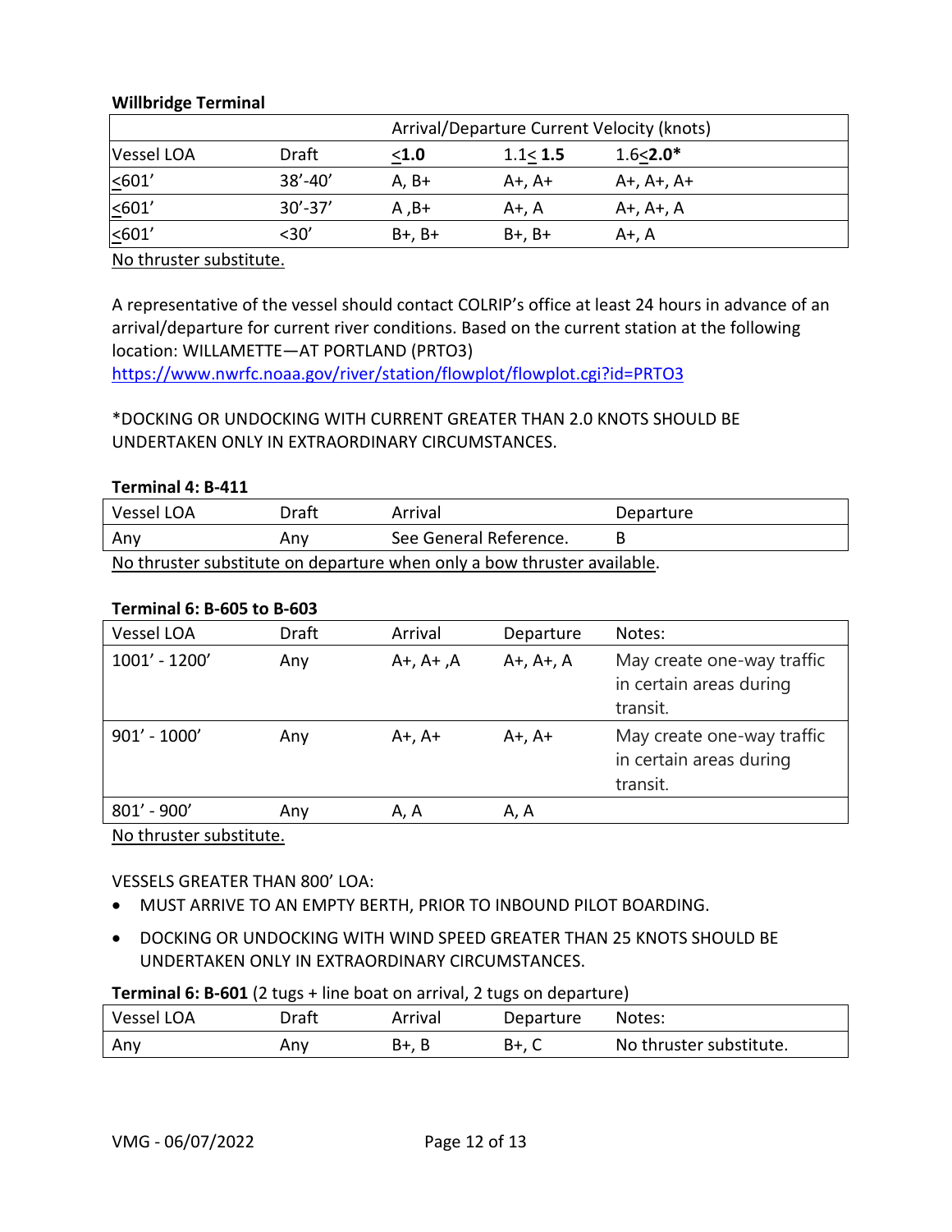**Willbridge Terminal**

| | | Arrival/Departure Current Velocity (knots) | | |
|---|---|---|---|---|
| Vessel LOA | Draft | ≤**1.0** | 1.1≤ **1.5** | 1.6≤**2.0*** |
| ≤601' | 38'-40' | A, B+ | A+, A+ | A+, A+, A+ |
| ≤601' | 30'-37' | A ,B+ | A+, A | A+, A+, A |
| ≤601' | <30' | B+, B+ | B+, B+ | A+, A |

No thruster substitute.

A representative of the vessel should contact COLRIP's office at least 24 hours in advance of an arrival/departure for current river conditions. Based on the current station at the following location: WILLAMETTE—AT PORTLAND (PRTO3)
https://www.nwrfc.noaa.gov/river/station/flowplot/flowplot.cgi?id=PRTO3

*DOCKING OR UNDOCKING WITH CURRENT GREATER THAN 2.0 KNOTS SHOULD BE UNDERTAKEN ONLY IN EXTRAORDINARY CIRCUMSTANCES.

**Terminal 4: B-411**

| Vessel LOA | Draft | Arrival | Departure |
|---|---|---|---|
| Any | Any | See General Reference. | B |

No thruster substitute on departure when only a bow thruster available.

**Terminal 6: B-605 to B-603**

| Vessel LOA | Draft | Arrival | Departure | Notes: |
|---|---|---|---|---|
| 1001' - 1200' | Any | A+, A+ ,A | A+, A+, A | May create one-way traffic in certain areas during transit. |
| 901' - 1000' | Any | A+, A+ | A+, A+ | May create one-way traffic in certain areas during transit. |
| 801' - 900' | Any | A, A | A, A | |

No thruster substitute.

VESSELS GREATER THAN 800' LOA:

- MUST ARRIVE TO AN EMPTY BERTH, PRIOR TO INBOUND PILOT BOARDING.
- DOCKING OR UNDOCKING WITH WIND SPEED GREATER THAN 25 KNOTS SHOULD BE UNDERTAKEN ONLY IN EXTRAORDINARY CIRCUMSTANCES.

**Terminal 6: B-601** (2 tugs + line boat on arrival, 2 tugs on departure)

| Vessel LOA | Draft | Arrival | Departure | Notes: |
|---|---|---|---|---|
| Any | Any | B+, B | B+, C | No thruster substitute. |

VMG - 06/07/2022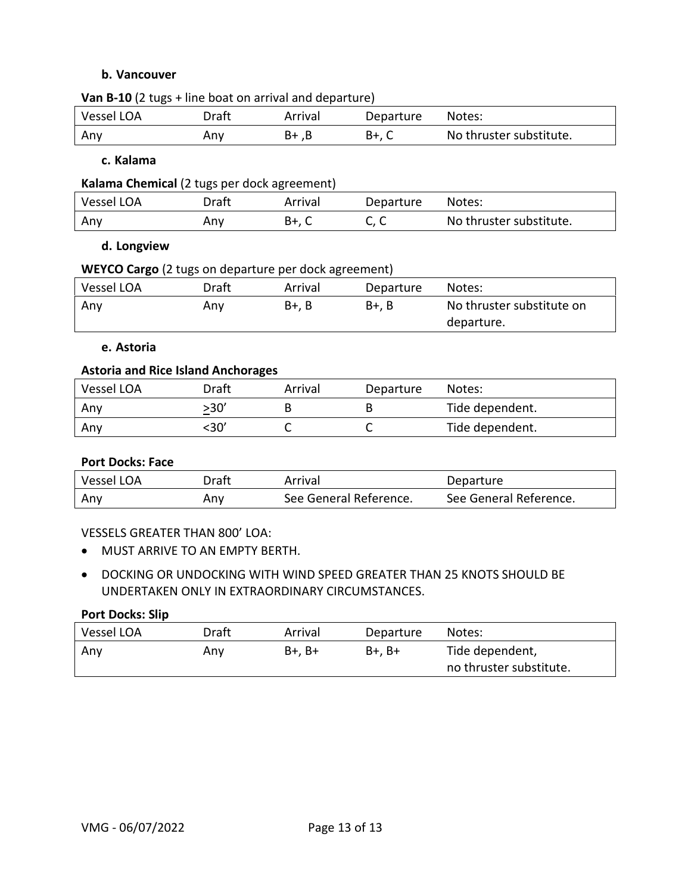#### b. Vancouver

**Van B-10** (2 tugs + line boat on arrival and departure)

| Vessel LOA | Draft | Arrival | Departure | Notes: |
|---|---|---|---|---|
| Any | Any | B+ ,B | B+, C | No thruster substitute. |

#### c. Kalama

**Kalama Chemical** (2 tugs per dock agreement)

| Vessel LOA | Draft | Arrival | Departure | Notes: |
|---|---|---|---|---|
| Any | Any | B+, C | C, C | No thruster substitute. |

#### d. Longview

**WEYCO Cargo** (2 tugs on departure per dock agreement)

| Vessel LOA | Draft | Arrival | Departure | Notes: |
|---|---|---|---|---|
| Any | Any | B+, B | B+, B | No thruster substitute on departure. |

#### e. Astoria

**Astoria and Rice Island Anchorages**

| Vessel LOA | Draft | Arrival | Departure | Notes: |
|---|---|---|---|---|
| Any | ≥30' | B | B | Tide dependent. |
| Any | <30' | C | C | Tide dependent. |

**Port Docks: Face**

| Vessel LOA | Draft | Arrival | Departure |
|---|---|---|---|
| Any | Any | See General Reference. | See General Reference. |

VESSELS GREATER THAN 800' LOA:

- MUST ARRIVE TO AN EMPTY BERTH.
- DOCKING OR UNDOCKING WITH WIND SPEED GREATER THAN 25 KNOTS SHOULD BE UNDERTAKEN ONLY IN EXTRAORDINARY CIRCUMSTANCES.

**Port Docks: Slip**

| Vessel LOA | Draft | Arrival | Departure | Notes: |
|---|---|---|---|---|
| Any | Any | B+, B+ | B+, B+ | Tide dependent, no thruster substitute. |